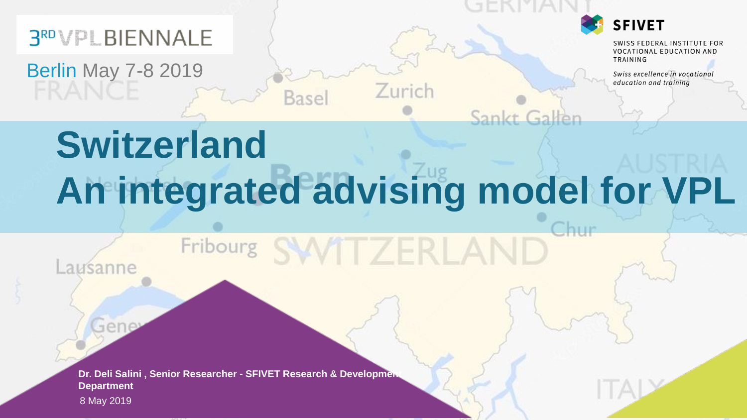3RD VPL BIENNALE

Berlin May 7-8 2019

**SFIVET**

SWISS FEDERAL INSTITUTE FOR VOCATIONAL EDUCATION AND TRAINING

*Swiss excellence in vocational education and training*

# Switzerland
# An integrated advising model for VPL

**Dr. Deli Salini , Senior Researcher - SFIVET Research & Development Department**

8 May 2019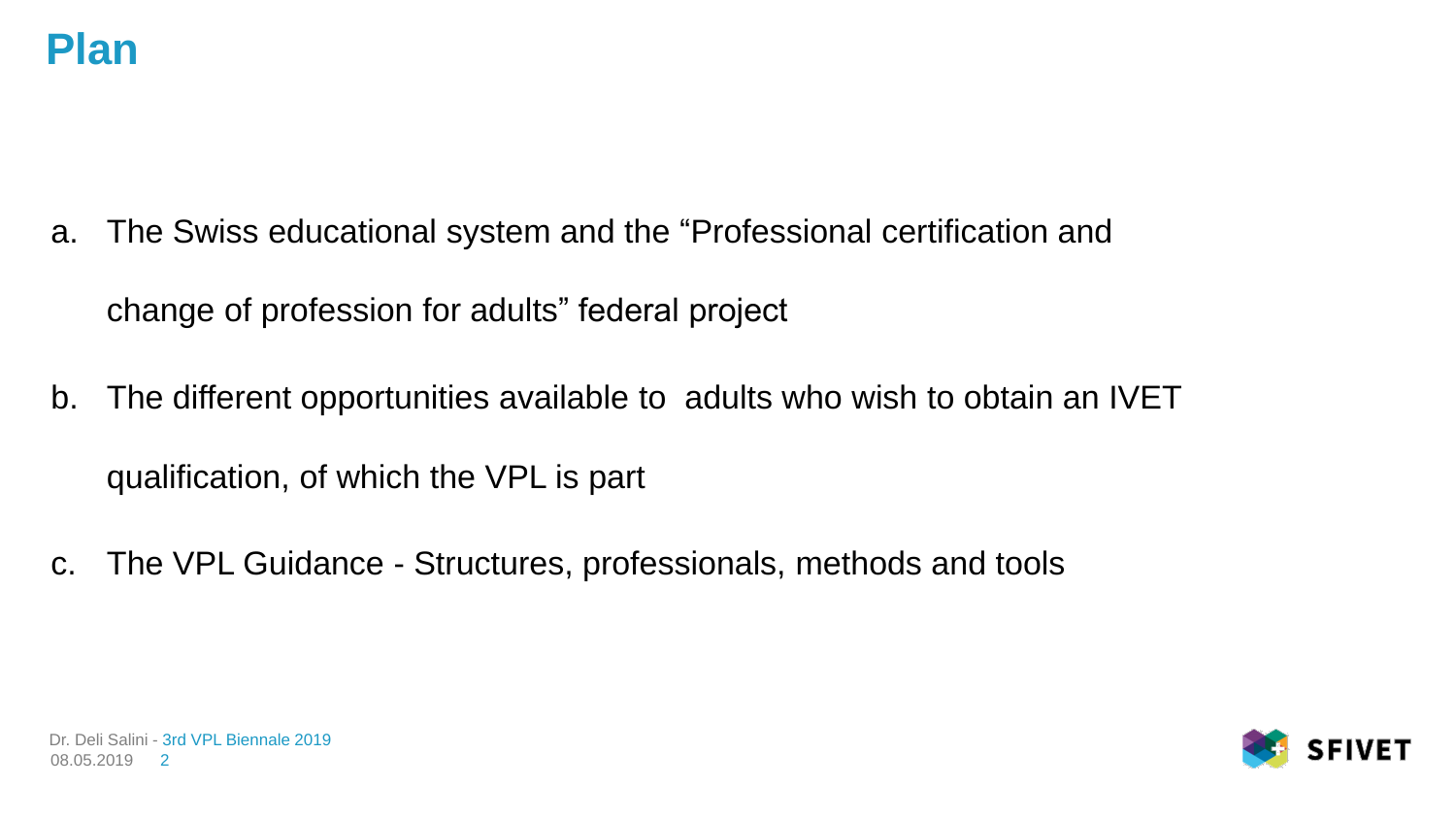# Plan

a. The Swiss educational system and the "Professional certification and change of profession for adults" federal project

b. The different opportunities available to adults who wish to obtain an IVET qualification, of which the VPL is part

c. The VPL Guidance - Structures, professionals, methods and tools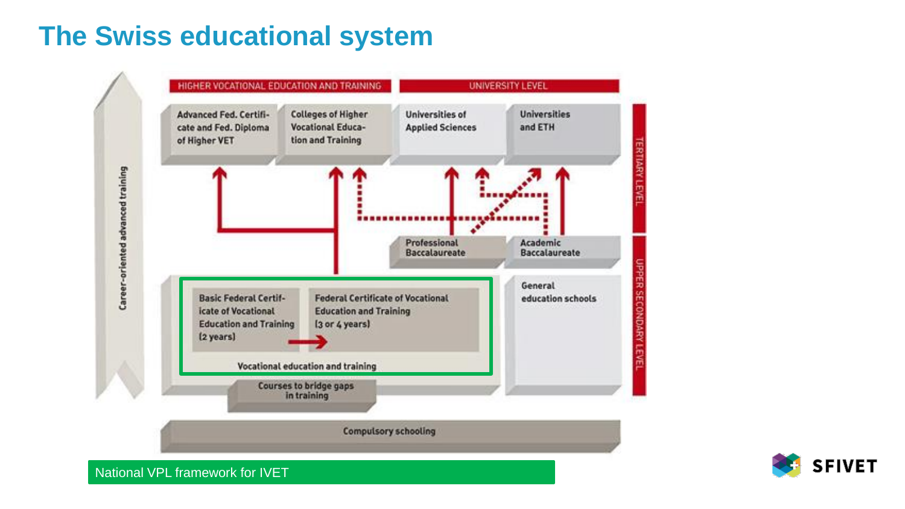# The Swiss educational system

HIGHER VOCATIONAL EDUCATION AND TRAINING

UNIVERSITY LEVEL

Advanced Fed. Certificate and Fed. Diploma of Higher VET

Colleges of Higher Vocational Education and Training

Universities of Applied Sciences

Universities and ETH

TERTIARY LEVEL

Professional Baccalaureate

Academic Baccalaureate

Career-oriented advanced training

Basic Federal Certificate of Vocational Education and Training (2 years)

Federal Certificate of Vocational Education and Training (3 or 4 years)

Vocational education and training

General education schools

UPPER SECONDARY LEVEL

Courses to bridge gaps in training

Compulsory schooling

National VPL framework for IVET

SFIVET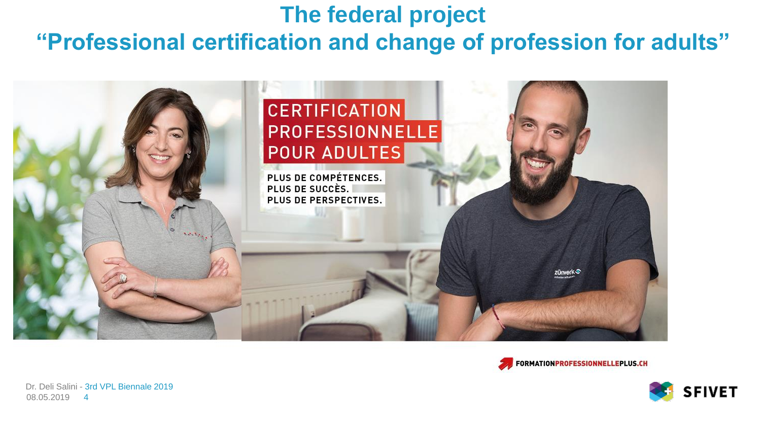# The federal project
# "Professional certification and change of profession for adults"

CERTIFICATION PROFESSIONNELLE POUR ADULTES

PLUS DE COMPÉTENCES.
PLUS DE SUCCÈS.
PLUS DE PERSPECTIVES.

FORMATIONPROFESSIONNELLEPLUS.CH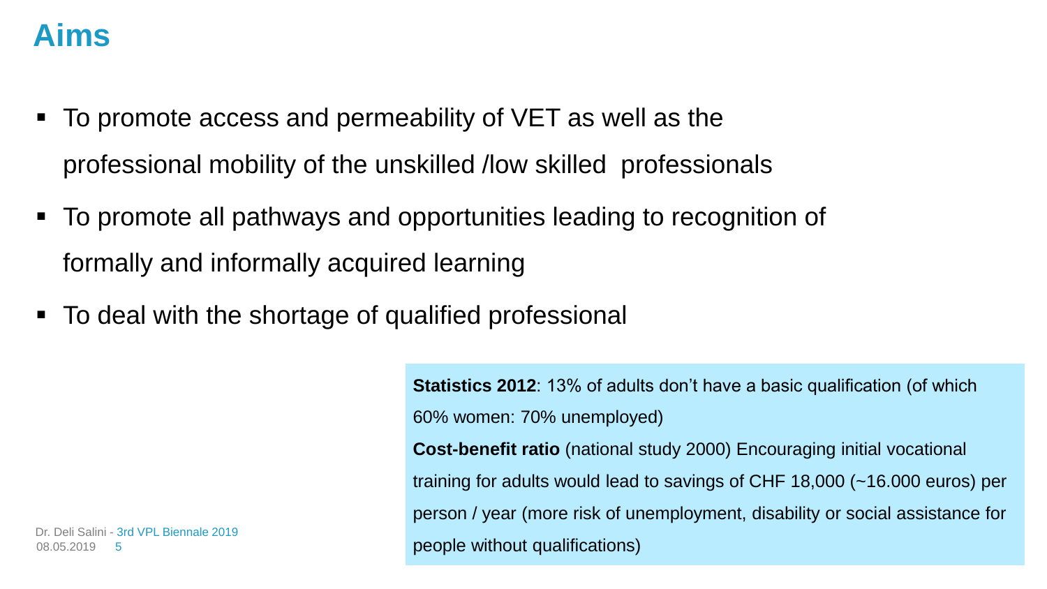# Aims

- To promote access and permeability of VET as well as the professional mobility of the unskilled /low skilled professionals
- To promote all pathways and opportunities leading to recognition of formally and informally acquired learning
- To deal with the shortage of qualified professional

**Statistics 2012**: 13% of adults don't have a basic qualification (of which 60% women: 70% unemployed)

**Cost-benefit ratio** (national study 2000) Encouraging initial vocational training for adults would lead to savings of CHF 18,000 (~16.000 euros) per person / year (more risk of unemployment, disability or social assistance for people without qualifications)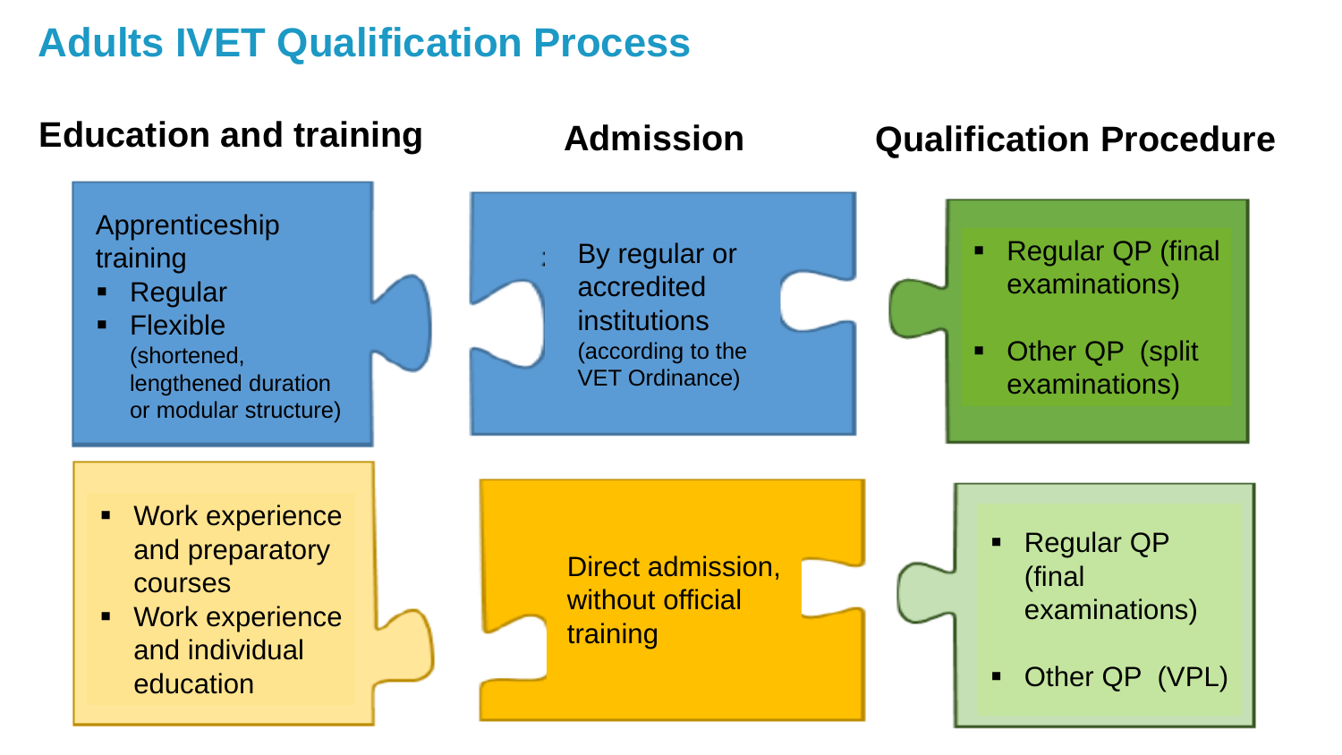# Adults IVET Qualification Process

## Education and training

Apprenticeship training

- Regular
- Flexible (shortened, lengthened duration or modular structure)

- Work experience and preparatory courses
- Work experience and individual education

## Admission

By regular or accredited institutions (according to the VET Ordinance)

Direct admission, without official training

## Qualification Procedure

- Regular QP (final examinations)
- Other QP (split examinations)

- Regular QP (final examinations)
- Other QP (VPL)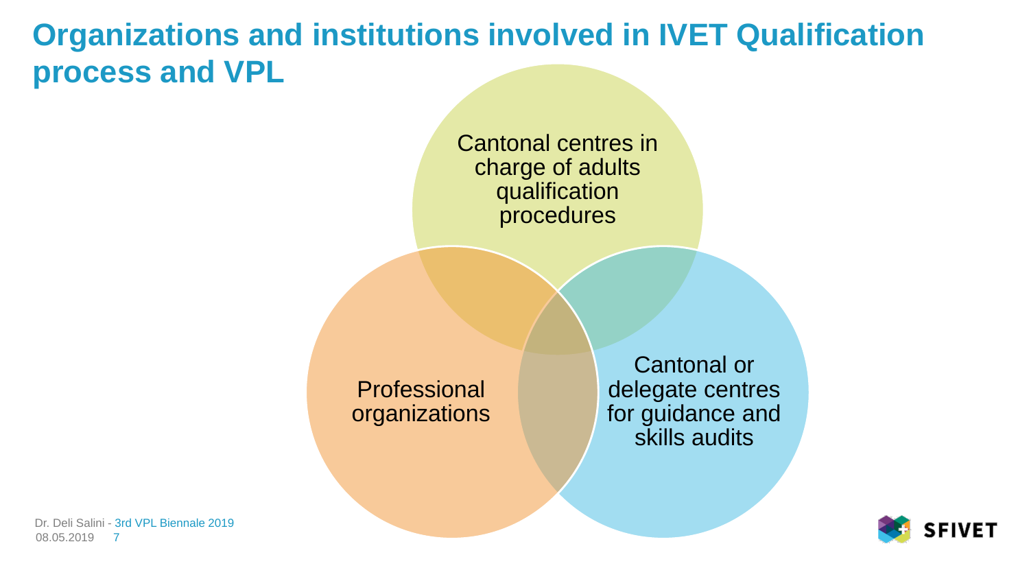# Organizations and institutions involved in IVET Qualification process and VPL

Cantonal centres in charge of adults qualification procedures

Professional organizations

Cantonal or delegate centres for guidance and skills audits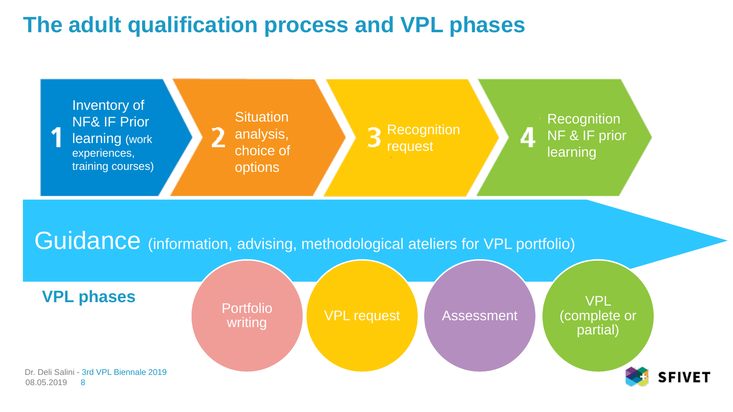# The adult qualification process and VPL phases

1 Inventory of NF& IF Prior learning (work experiences, training courses)

2 Situation analysis, choice of options

3 Recognition request

4 Recognition NF & IF prior learning

Guidance (information, advising, methodological ateliers for VPL portfolio)

**VPL phases**

Portfolio writing

VPL request

Assessment

VPL (complete or partial)

Dr. Deli Salini - 3rd VPL Biennale 2019
08.05.2019

SFIVET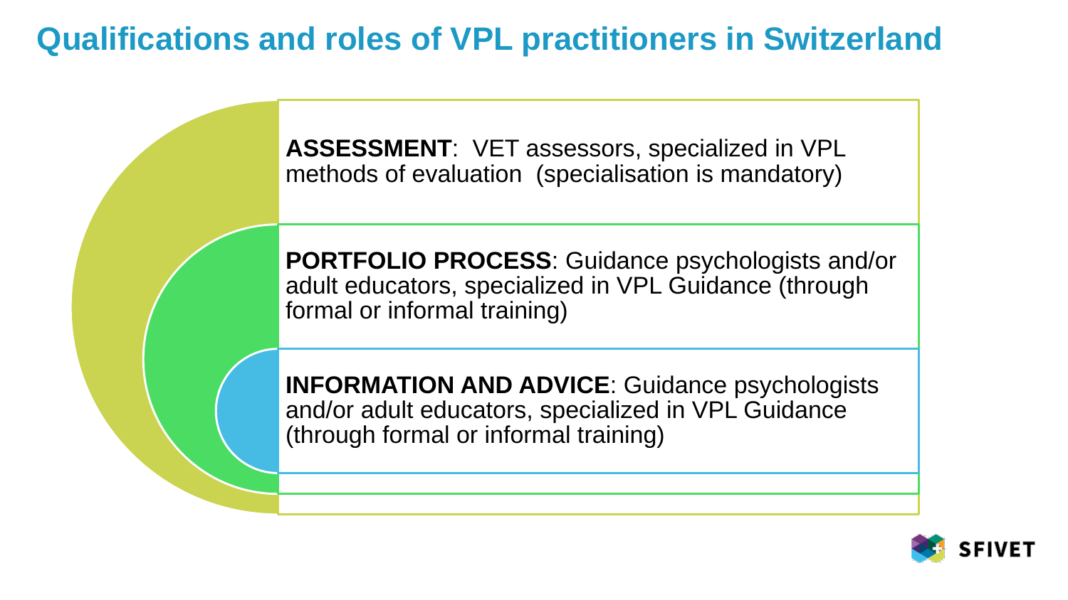# Qualifications and roles of VPL practitioners in Switzerland

**ASSESSMENT**: VET assessors, specialized in VPL methods of evaluation (specialisation is mandatory)

**PORTFOLIO PROCESS**: Guidance psychologists and/or adult educators, specialized in VPL Guidance (through formal or informal training)

**INFORMATION AND ADVICE**: Guidance psychologists and/or adult educators, specialized in VPL Guidance (through formal or informal training)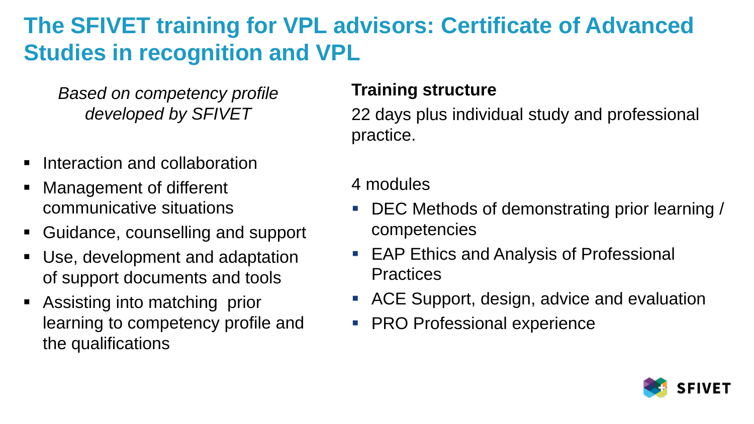# The SFIVET training for VPL advisors: Certificate of Advanced Studies in recognition and VPL

*Based on competency profile developed by SFIVET*

- Interaction and collaboration
- Management of different communicative situations
- Guidance, counselling and support
- Use, development and adaptation of support documents and tools
- Assisting into matching prior learning to competency profile and the qualifications

**Training structure**

22 days plus individual study and professional practice.

4 modules

- DEC Methods of demonstrating prior learning / competencies
- EAP Ethics and Analysis of Professional Practices
- ACE Support, design, advice and evaluation
- PRO Professional experience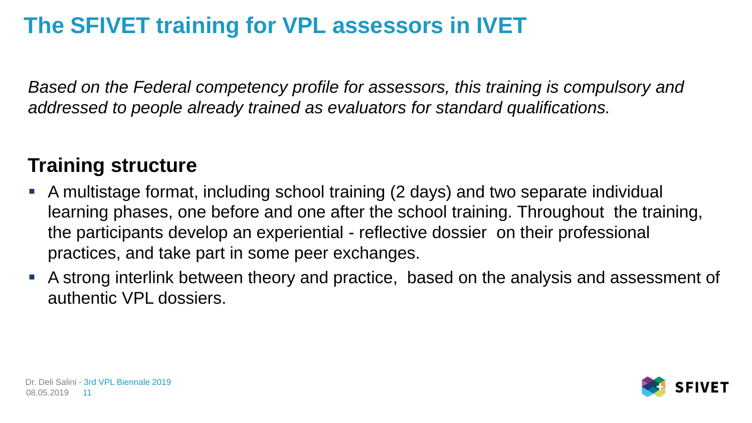# The SFIVET training for VPL assessors in IVET

*Based on the Federal competency profile for assessors, this training is compulsory and addressed to people already trained as evaluators for standard qualifications.*

## Training structure

- A multistage format, including school training (2 days) and two separate individual learning phases, one before and one after the school training. Throughout the training, the participants develop an experiential - reflective dossier on their professional practices, and take part in some peer exchanges.
- A strong interlink between theory and practice, based on the analysis and assessment of authentic VPL dossiers.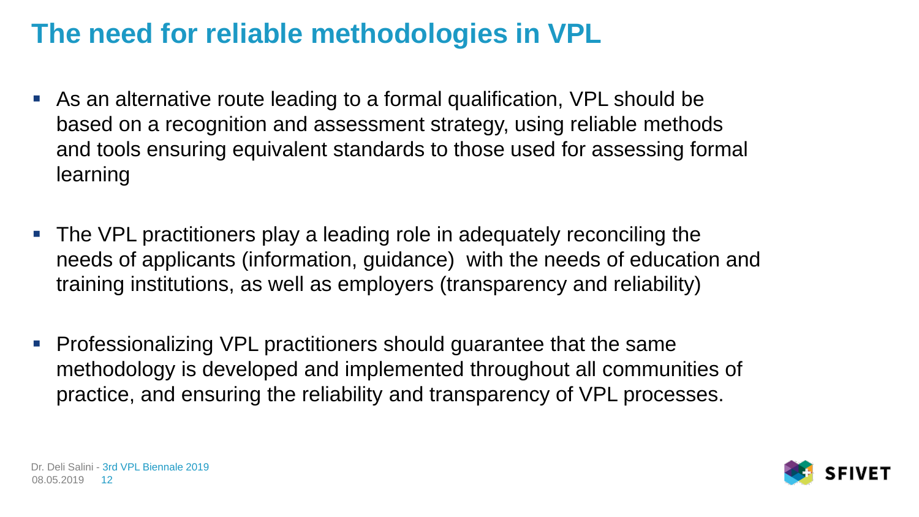# The need for reliable methodologies in VPL

- As an alternative route leading to a formal qualification, VPL should be based on a recognition and assessment strategy, using reliable methods and tools ensuring equivalent standards to those used for assessing formal learning

- The VPL practitioners play a leading role in adequately reconciling the needs of applicants (information, guidance) with the needs of education and training institutions, as well as employers (transparency and reliability)

- Professionalizing VPL practitioners should guarantee that the same methodology is developed and implemented throughout all communities of practice, and ensuring the reliability and transparency of VPL processes.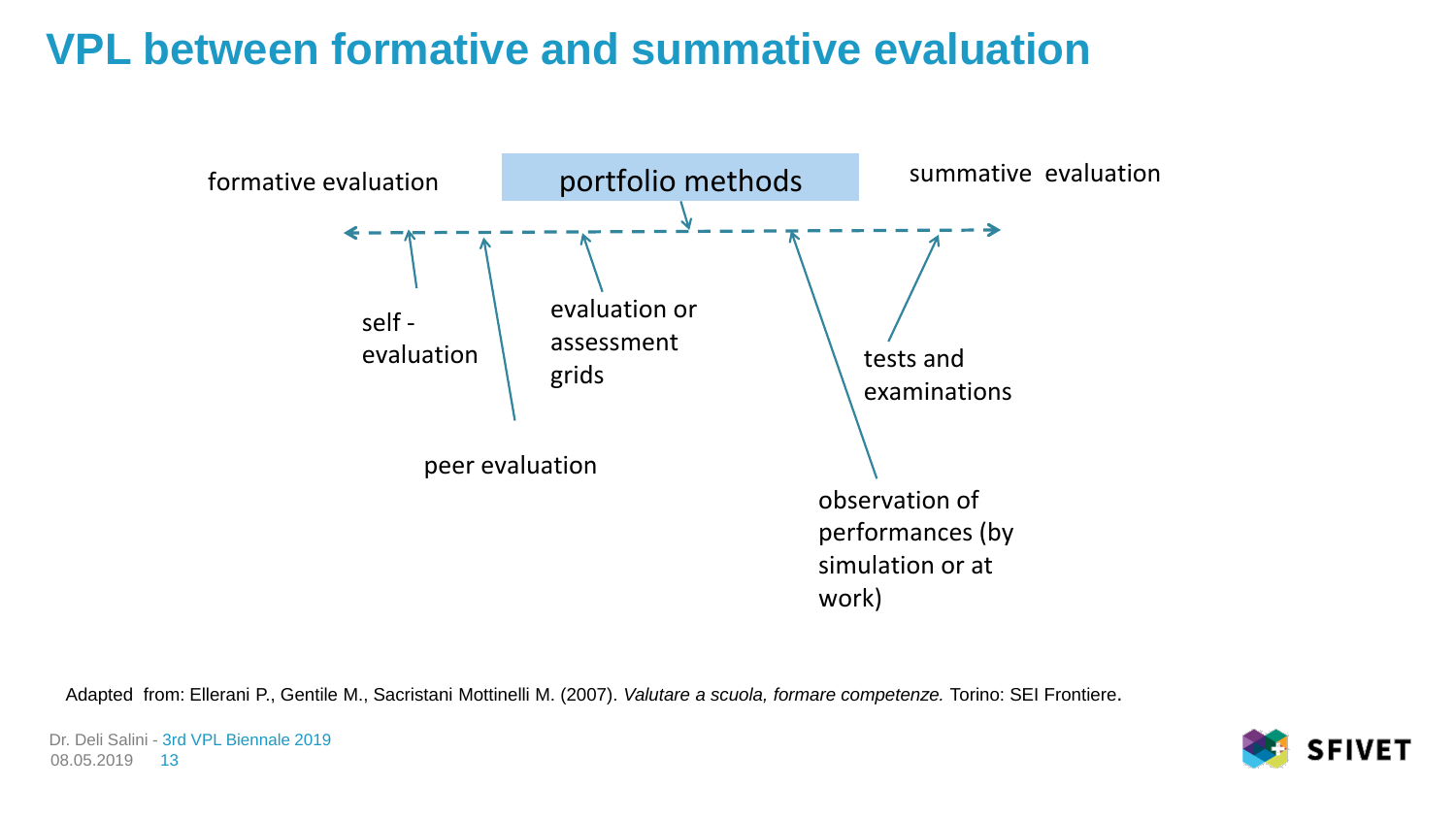# VPL between formative and summative evaluation

formative evaluation

portfolio methods

summative evaluation

self - evaluation

peer evaluation

evaluation or assessment grids

observation of performances (by simulation or at work)

tests and examinations

Adapted from: Ellerani P., Gentile M., Sacristani Mottinelli M. (2007). *Valutare a scuola, formare competenze.* Torino: SEI Frontiere.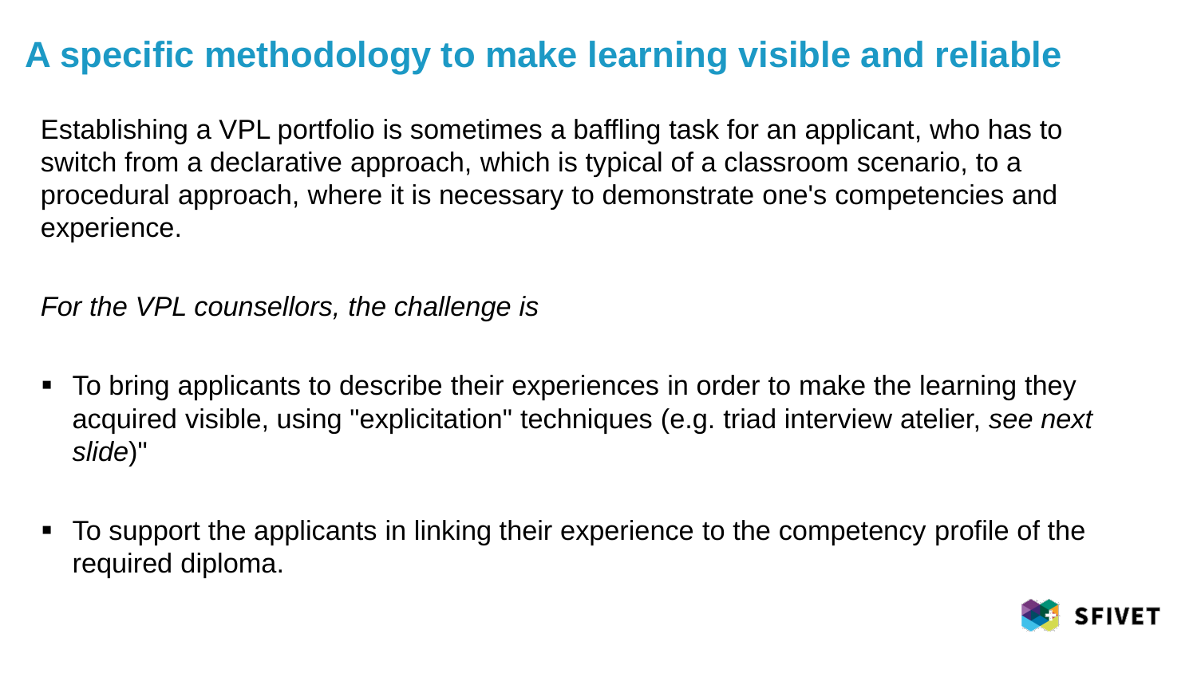# A specific methodology to make learning visible and reliable

Establishing a VPL portfolio is sometimes a baffling task for an applicant, who has to switch from a declarative approach, which is typical of a classroom scenario, to a procedural approach, where it is necessary to demonstrate one's competencies and experience.

*For the VPL counsellors, the challenge is*

- To bring applicants to describe their experiences in order to make the learning they acquired visible, using "explicitation" techniques (e.g. triad interview atelier, *see next slide*)"
- To support the applicants in linking their experience to the competency profile of the required diploma.

SFIVET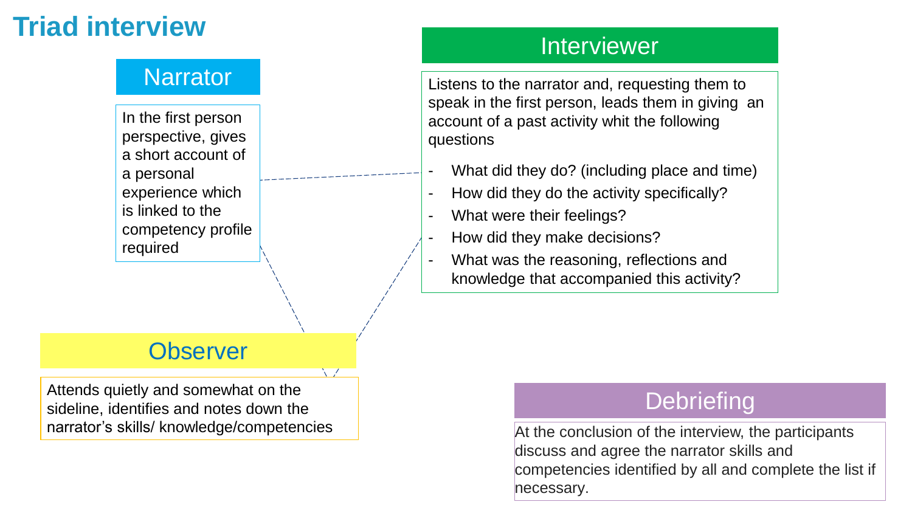# Triad interview

## Narrator

In the first person perspective, gives a short account of a personal experience which is linked to the competency profile required

## Interviewer

Listens to the narrator and, requesting them to speak in the first person, leads them in giving an account of a past activity whit the following questions

- What did they do? (including place and time)
- How did they do the activity specifically?
- What were their feelings?
- How did they make decisions?
- What was the reasoning, reflections and knowledge that accompanied this activity?

## Observer

Attends quietly and somewhat on the sideline, identifies and notes down the narrator's skills/ knowledge/competencies

## Debriefing

At the conclusion of the interview, the participants discuss and agree the narrator skills and competencies identified by all and complete the list if necessary.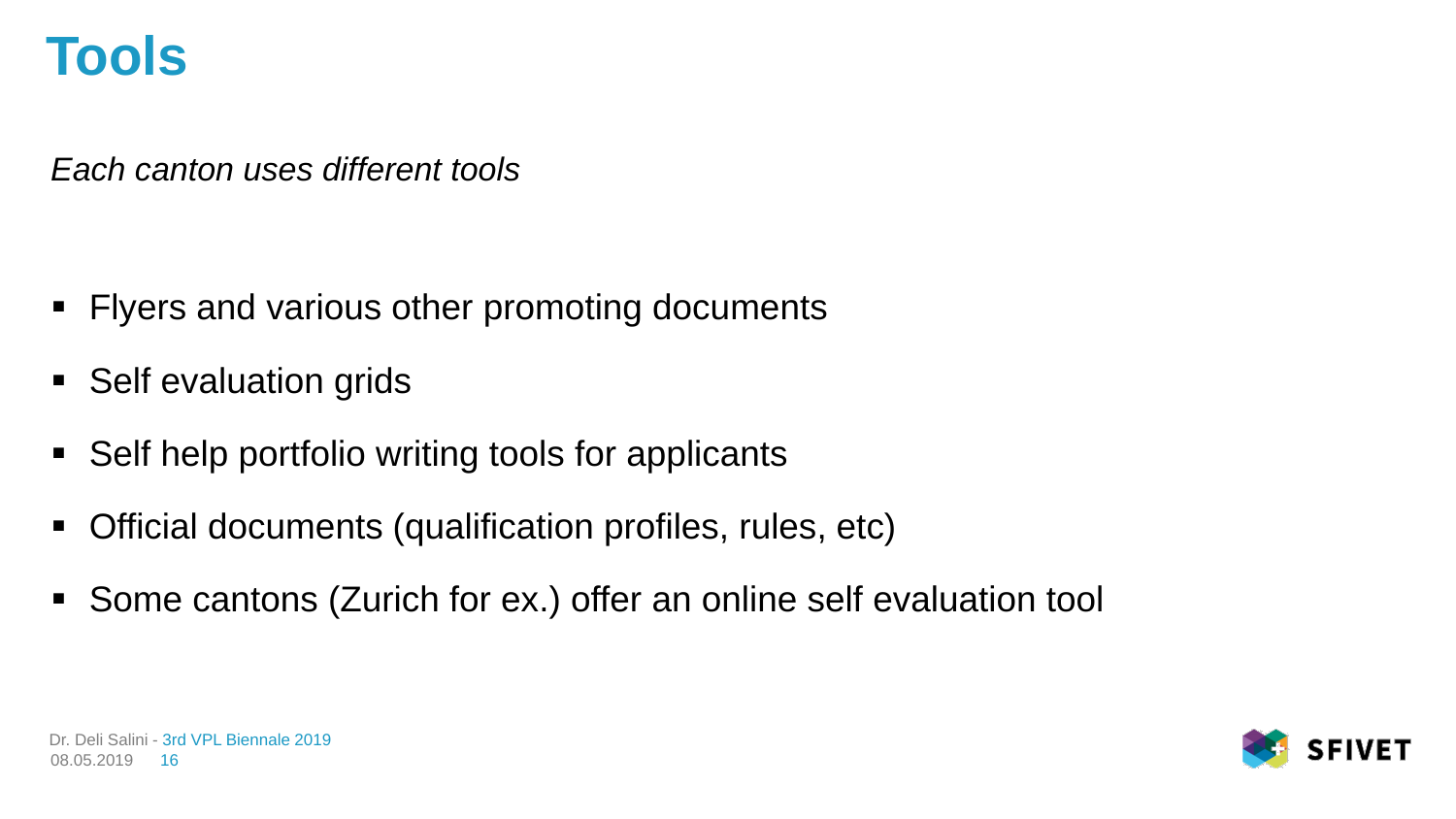# Tools

*Each canton uses different tools*

- Flyers and various other promoting documents
- Self evaluation grids
- Self help portfolio writing tools for applicants
- Official documents (qualification profiles, rules, etc)
- Some cantons (Zurich for ex.) offer an online self evaluation tool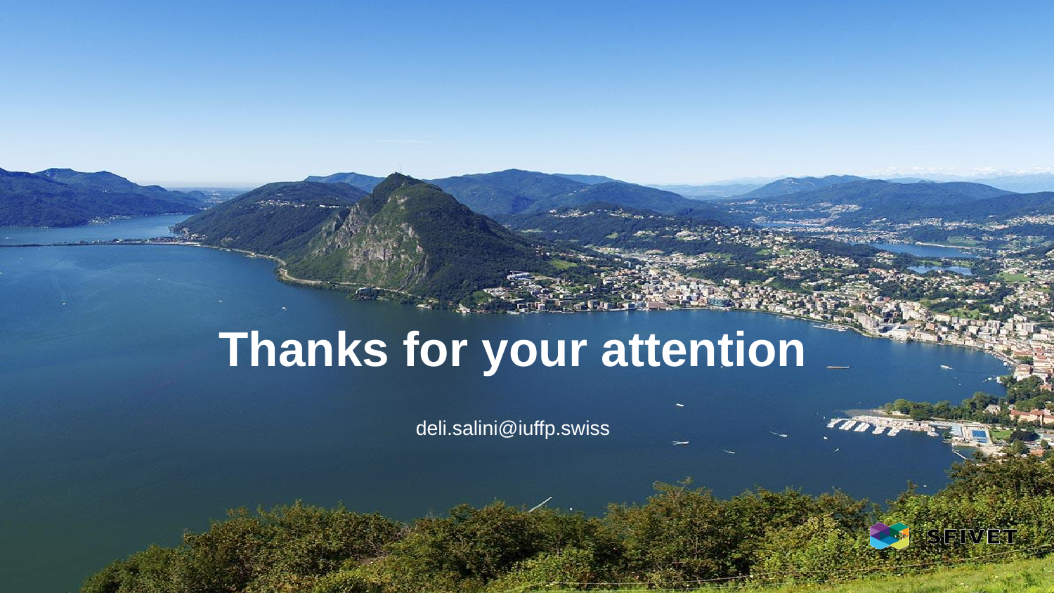# Thanks for your attention

deli.salini@iuffp.swiss

SFIVET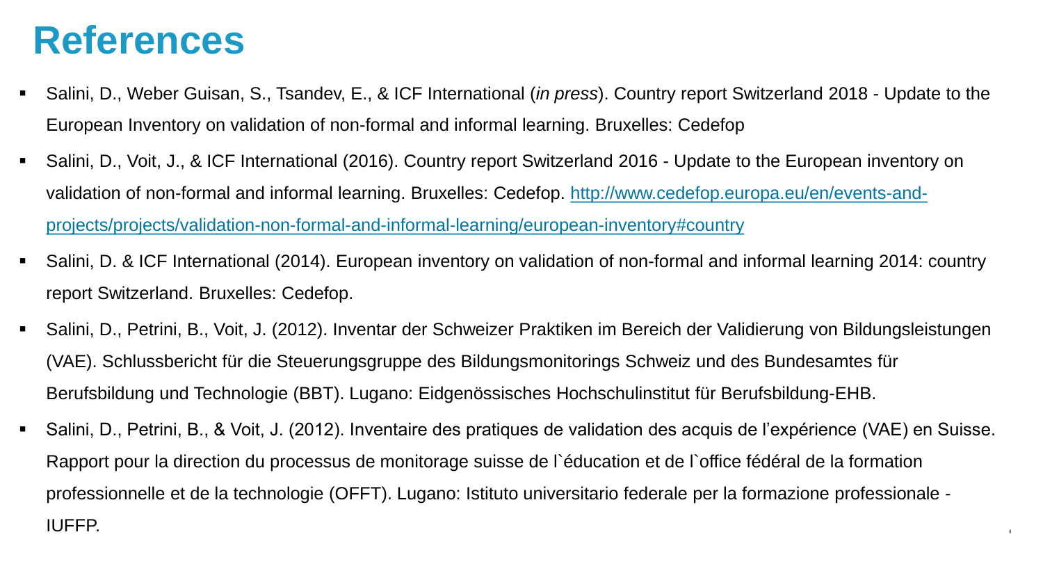# References

- Salini, D., Weber Guisan, S., Tsandev, E., & ICF International (*in press*). Country report Switzerland 2018 - Update to the European Inventory on validation of non-formal and informal learning. Bruxelles: Cedefop
- Salini, D., Voit, J., & ICF International (2016). Country report Switzerland 2016 - Update to the European inventory on validation of non-formal and informal learning. Bruxelles: Cedefop. [http://www.cedefop.europa.eu/en/events-and-projects/projects/validation-non-formal-and-informal-learning/european-inventory#country](http://www.cedefop.europa.eu/en/events-and-projects/projects/validation-non-formal-and-informal-learning/european-inventory#country)
- Salini, D. & ICF International (2014). European inventory on validation of non-formal and informal learning 2014: country report Switzerland. Bruxelles: Cedefop.
- Salini, D., Petrini, B., Voit, J. (2012). Inventar der Schweizer Praktiken im Bereich der Validierung von Bildungsleistungen (VAE). Schlussbericht für die Steuerungsgruppe des Bildungsmonitorings Schweiz und des Bundesamtes für Berufsbildung und Technologie (BBT). Lugano: Eidgenössisches Hochschulinstitut für Berufsbildung-EHB.
- Salini, D., Petrini, B., & Voit, J. (2012). Inventaire des pratiques de validation des acquis de l’expérience (VAE) en Suisse. Rapport pour la direction du processus de monitorage suisse de l`éducation et de l`office fédéral de la formation professionnelle et de la technologie (OFFT). Lugano: Istituto universitario federale per la formazione professionale - IUFFP.